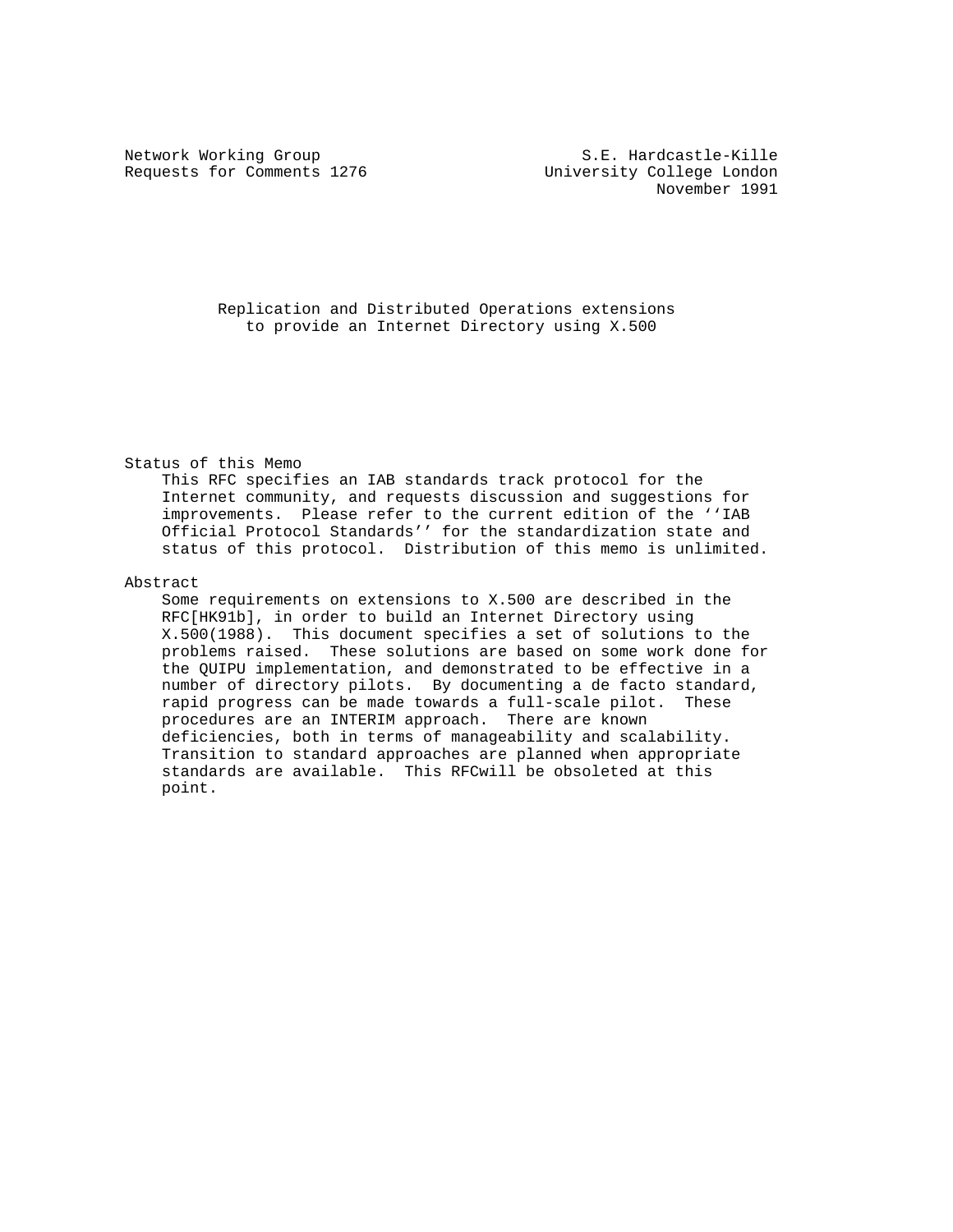Network Working Group S.E. Hardcastle-Kille
Requests for Comments 1276 University College London
November 1991

# Replication and Distributed Operations extensions to provide an Internet Directory using X.500

## Status of this Memo

This RFC specifies an IAB standards track protocol for the Internet community, and requests discussion and suggestions for improvements. Please refer to the current edition of the ‘‘IAB Official Protocol Standards’’ for the standardization state and status of this protocol. Distribution of this memo is unlimited.

## Abstract

Some requirements on extensions to X.500 are described in the RFC[HK91b], in order to build an Internet Directory using X.500(1988). This document specifies a set of solutions to the problems raised. These solutions are based on some work done for the QUIPU implementation, and demonstrated to be effective in a number of directory pilots. By documenting a de facto standard, rapid progress can be made towards a full-scale pilot. These procedures are an INTERIM approach. There are known deficiencies, both in terms of manageability and scalability. Transition to standard approaches are planned when appropriate standards are available. This RFCwill be obsoleted at this point.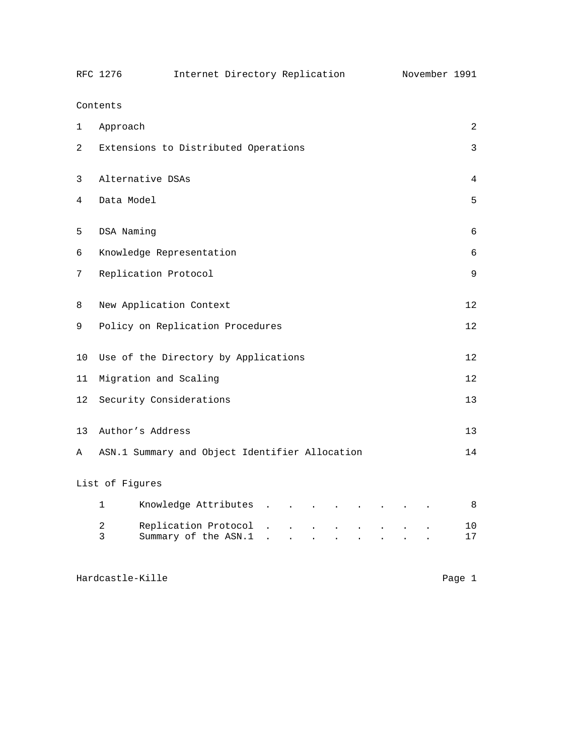## Contents

| | | |
|---|---|---|
| 1 | Approach | 2 |
| 2 | Extensions to Distributed Operations | 3 |
| 3 | Alternative DSAs | 4 |
| 4 | Data Model | 5 |
| 5 | DSA Naming | 6 |
| 6 | Knowledge Representation | 6 |
| 7 | Replication Protocol | 9 |
| 8 | New Application Context | 12 |
| 9 | Policy on Replication Procedures | 12 |
| 10 | Use of the Directory by Applications | 12 |
| 11 | Migration and Scaling | 12 |
| 12 | Security Considerations | 13 |
| 13 | Author's Address | 13 |
| A | ASN.1 Summary and Object Identifier Allocation | 14 |

## List of Figures

| | | |
|---|---|---|
| 1 | Knowledge Attributes . . . . . . . . . | 8 |
| 2 | Replication Protocol . . . . . . . . . | 10 |
| 3 | Summary of the ASN.1 . . . . . . . . . | 17 |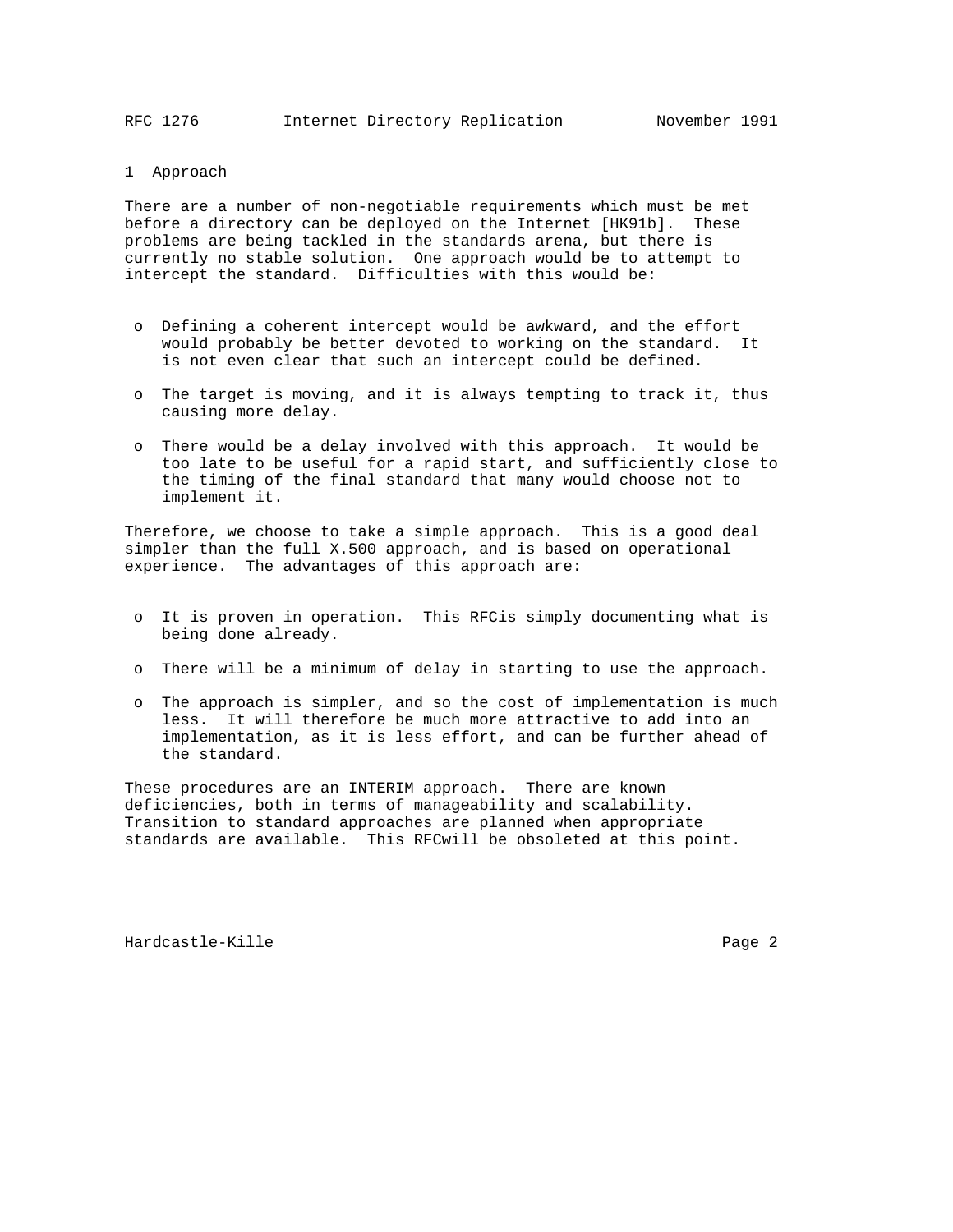# 1 Approach

There are a number of non-negotiable requirements which must be met before a directory can be deployed on the Internet [HK91b]. These problems are being tackled in the standards arena, but there is currently no stable solution. One approach would be to attempt to intercept the standard. Difficulties with this would be:

- Defining a coherent intercept would be awkward, and the effort would probably be better devoted to working on the standard. It is not even clear that such an intercept could be defined.
- The target is moving, and it is always tempting to track it, thus causing more delay.
- There would be a delay involved with this approach. It would be too late to be useful for a rapid start, and sufficiently close to the timing of the final standard that many would choose not to implement it.

Therefore, we choose to take a simple approach. This is a good deal simpler than the full X.500 approach, and is based on operational experience. The advantages of this approach are:

- It is proven in operation. This RFCis simply documenting what is being done already.
- There will be a minimum of delay in starting to use the approach.
- The approach is simpler, and so the cost of implementation is much less. It will therefore be much more attractive to add into an implementation, as it is less effort, and can be further ahead of the standard.

These procedures are an INTERIM approach. There are known deficiencies, both in terms of manageability and scalability. Transition to standard approaches are planned when appropriate standards are available. This RFCwill be obsoleted at this point.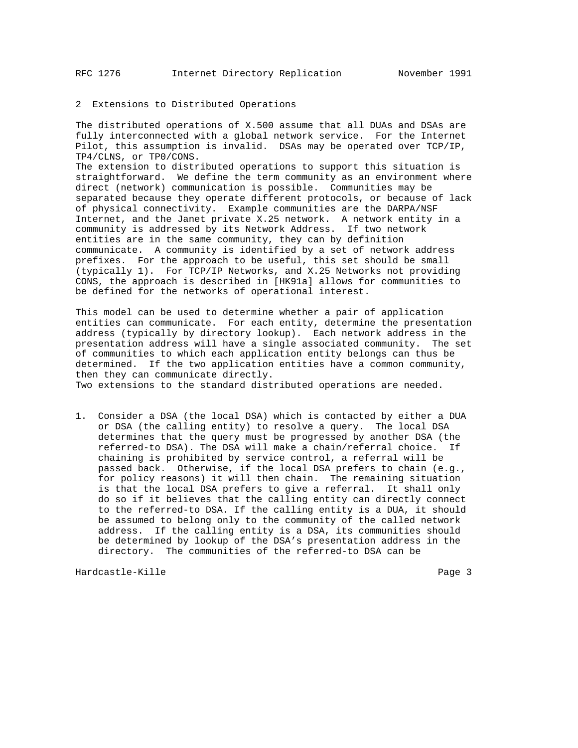## 2 Extensions to Distributed Operations

The distributed operations of X.500 assume that all DUAs and DSAs are fully interconnected with a global network service. For the Internet Pilot, this assumption is invalid. DSAs may be operated over TCP/IP, TP4/CLNS, or TP0/CONS.

The extension to distributed operations to support this situation is straightforward. We define the term community as an environment where direct (network) communication is possible. Communities may be separated because they operate different protocols, or because of lack of physical connectivity. Example communities are the DARPA/NSF Internet, and the Janet private X.25 network. A network entity in a community is addressed by its Network Address. If two network entities are in the same community, they can by definition communicate. A community is identified by a set of network address prefixes. For the approach to be useful, this set should be small (typically 1). For TCP/IP Networks, and X.25 Networks not providing CONS, the approach is described in [HK91a] allows for communities to be defined for the networks of operational interest.

This model can be used to determine whether a pair of application entities can communicate. For each entity, determine the presentation address (typically by directory lookup). Each network address in the presentation address will have a single associated community. The set of communities to which each application entity belongs can thus be determined. If the two application entities have a common community, then they can communicate directly.

Two extensions to the standard distributed operations are needed.

1. Consider a DSA (the local DSA) which is contacted by either a DUA or DSA (the calling entity) to resolve a query. The local DSA determines that the query must be progressed by another DSA (the referred-to DSA). The DSA will make a chain/referral choice. If chaining is prohibited by service control, a referral will be passed back. Otherwise, if the local DSA prefers to chain (e.g., for policy reasons) it will then chain. The remaining situation is that the local DSA prefers to give a referral. It shall only do so if it believes that the calling entity can directly connect to the referred-to DSA. If the calling entity is a DUA, it should be assumed to belong only to the community of the called network address. If the calling entity is a DSA, its communities should be determined by lookup of the DSA's presentation address in the directory. The communities of the referred-to DSA can be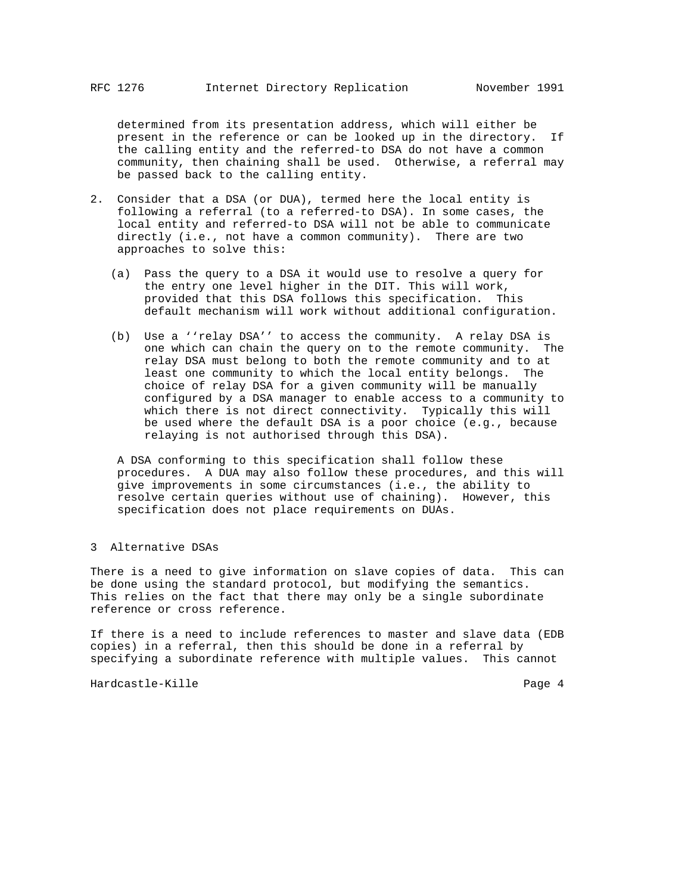determined from its presentation address, which will either be present in the reference or can be looked up in the directory. If the calling entity and the referred-to DSA do not have a common community, then chaining shall be used. Otherwise, a referral may be passed back to the calling entity.

2. Consider that a DSA (or DUA), termed here the local entity is following a referral (to a referred-to DSA). In some cases, the local entity and referred-to DSA will not be able to communicate directly (i.e., not have a common community). There are two approaches to solve this:

   (a) Pass the query to a DSA it would use to resolve a query for the entry one level higher in the DIT. This will work, provided that this DSA follows this specification. This default mechanism will work without additional configuration.

   (b) Use a ‘‘relay DSA’’ to access the community. A relay DSA is one which can chain the query on to the remote community. The relay DSA must belong to both the remote community and to at least one community to which the local entity belongs. The choice of relay DSA for a given community will be manually configured by a DSA manager to enable access to a community to which there is not direct connectivity. Typically this will be used where the default DSA is a poor choice (e.g., because relaying is not authorised through this DSA).

   A DSA conforming to this specification shall follow these procedures. A DUA may also follow these procedures, and this will give improvements in some circumstances (i.e., the ability to resolve certain queries without use of chaining). However, this specification does not place requirements on DUAs.

## 3 Alternative DSAs

There is a need to give information on slave copies of data. This can be done using the standard protocol, but modifying the semantics. This relies on the fact that there may only be a single subordinate reference or cross reference.

If there is a need to include references to master and slave data (EDB copies) in a referral, then this should be done in a referral by specifying a subordinate reference with multiple values. This cannot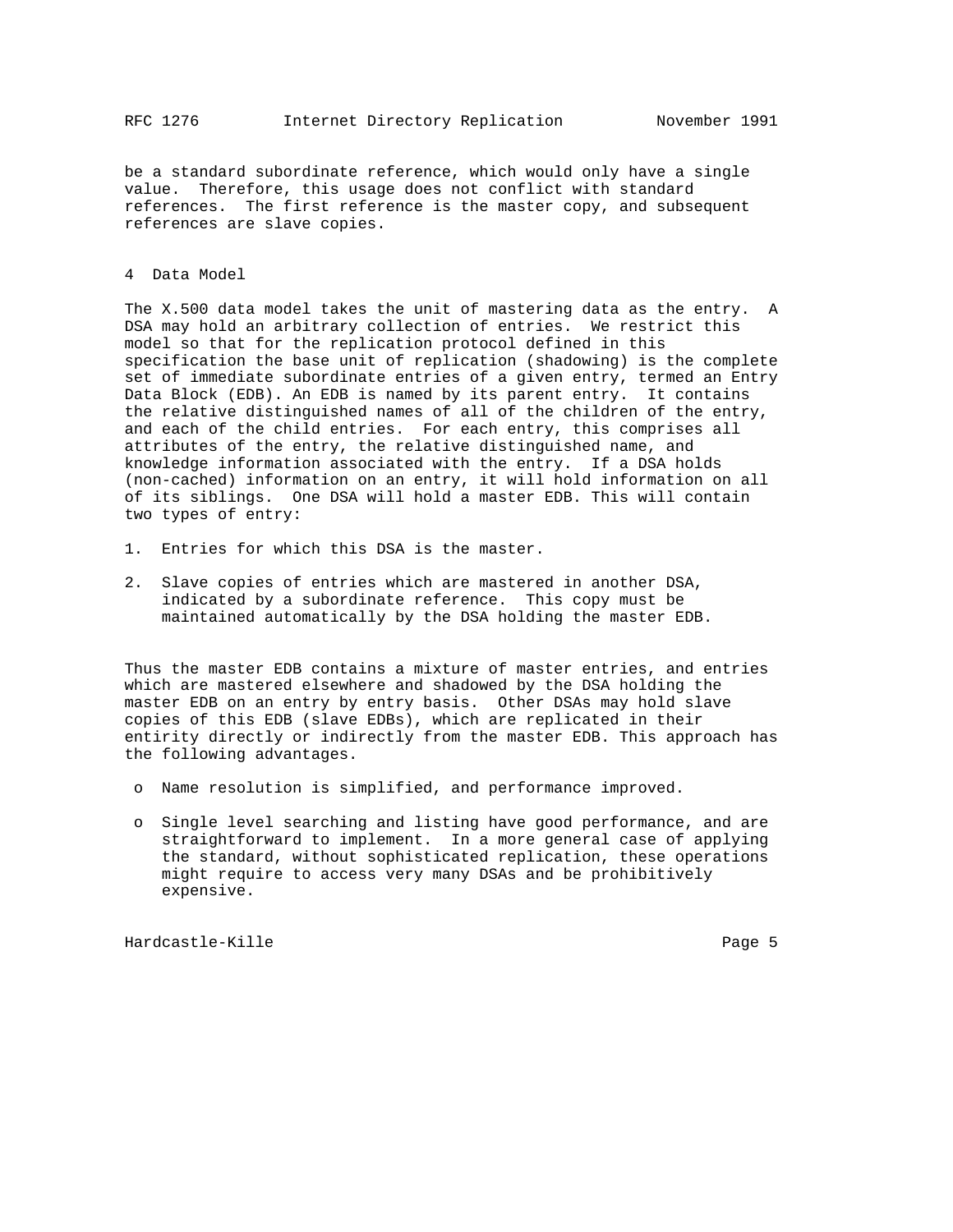be a standard subordinate reference, which would only have a single value. Therefore, this usage does not conflict with standard references. The first reference is the master copy, and subsequent references are slave copies.

## 4 Data Model

The X.500 data model takes the unit of mastering data as the entry. A DSA may hold an arbitrary collection of entries. We restrict this model so that for the replication protocol defined in this specification the base unit of replication (shadowing) is the complete set of immediate subordinate entries of a given entry, termed an Entry Data Block (EDB). An EDB is named by its parent entry. It contains the relative distinguished names of all of the children of the entry, and each of the child entries. For each entry, this comprises all attributes of the entry, the relative distinguished name, and knowledge information associated with the entry. If a DSA holds (non-cached) information on an entry, it will hold information on all of its siblings. One DSA will hold a master EDB. This will contain two types of entry:

1. Entries for which this DSA is the master.
2. Slave copies of entries which are mastered in another DSA, indicated by a subordinate reference. This copy must be maintained automatically by the DSA holding the master EDB.

Thus the master EDB contains a mixture of master entries, and entries which are mastered elsewhere and shadowed by the DSA holding the master EDB on an entry by entry basis. Other DSAs may hold slave copies of this EDB (slave EDBs), which are replicated in their entirity directly or indirectly from the master EDB. This approach has the following advantages.

- Name resolution is simplified, and performance improved.
- Single level searching and listing have good performance, and are straightforward to implement. In a more general case of applying the standard, without sophisticated replication, these operations might require to access very many DSAs and be prohibitively expensive.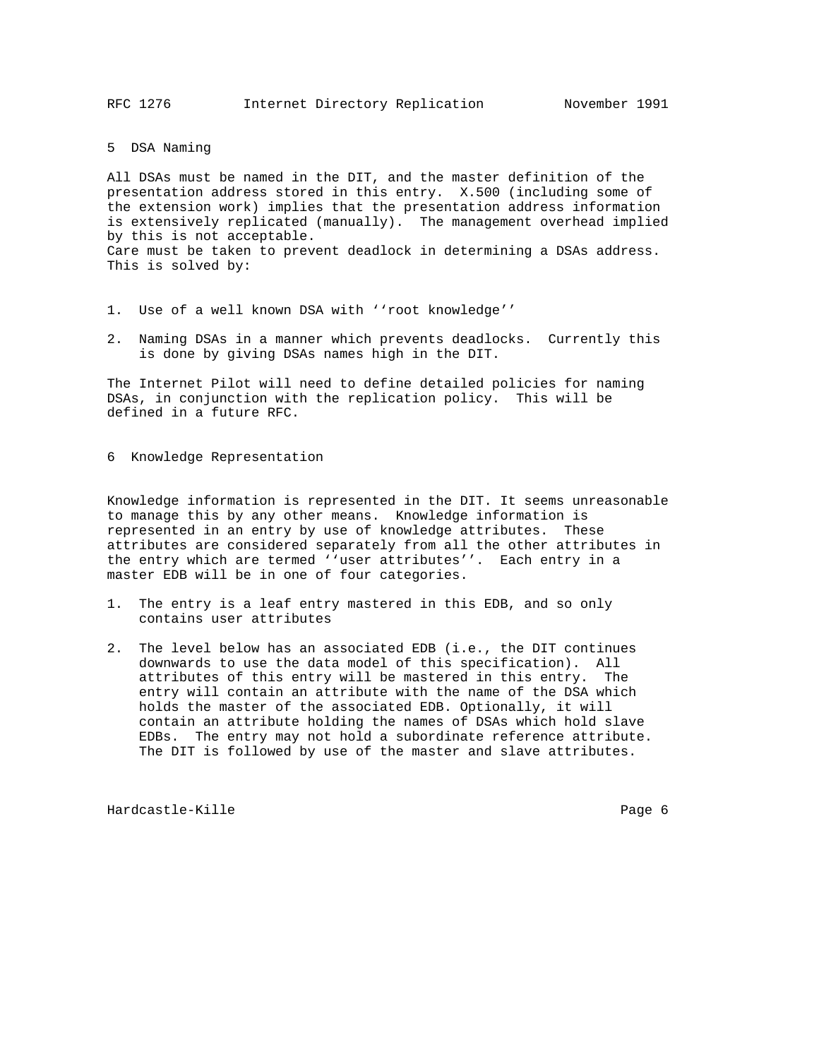## 5 DSA Naming

All DSAs must be named in the DIT, and the master definition of the presentation address stored in this entry. X.500 (including some of the extension work) implies that the presentation address information is extensively replicated (manually). The management overhead implied by this is not acceptable.
Care must be taken to prevent deadlock in determining a DSAs address. This is solved by:

1. Use of a well known DSA with ''root knowledge''
2. Naming DSAs in a manner which prevents deadlocks. Currently this is done by giving DSAs names high in the DIT.

The Internet Pilot will need to define detailed policies for naming DSAs, in conjunction with the replication policy. This will be defined in a future RFC.

## 6 Knowledge Representation

Knowledge information is represented in the DIT. It seems unreasonable to manage this by any other means. Knowledge information is represented in an entry by use of knowledge attributes. These attributes are considered separately from all the other attributes in the entry which are termed ''user attributes''. Each entry in a master EDB will be in one of four categories.

1. The entry is a leaf entry mastered in this EDB, and so only contains user attributes
2. The level below has an associated EDB (i.e., the DIT continues downwards to use the data model of this specification). All attributes of this entry will be mastered in this entry. The entry will contain an attribute with the name of the DSA which holds the master of the associated EDB. Optionally, it will contain an attribute holding the names of DSAs which hold slave EDBs. The entry may not hold a subordinate reference attribute. The DIT is followed by use of the master and slave attributes.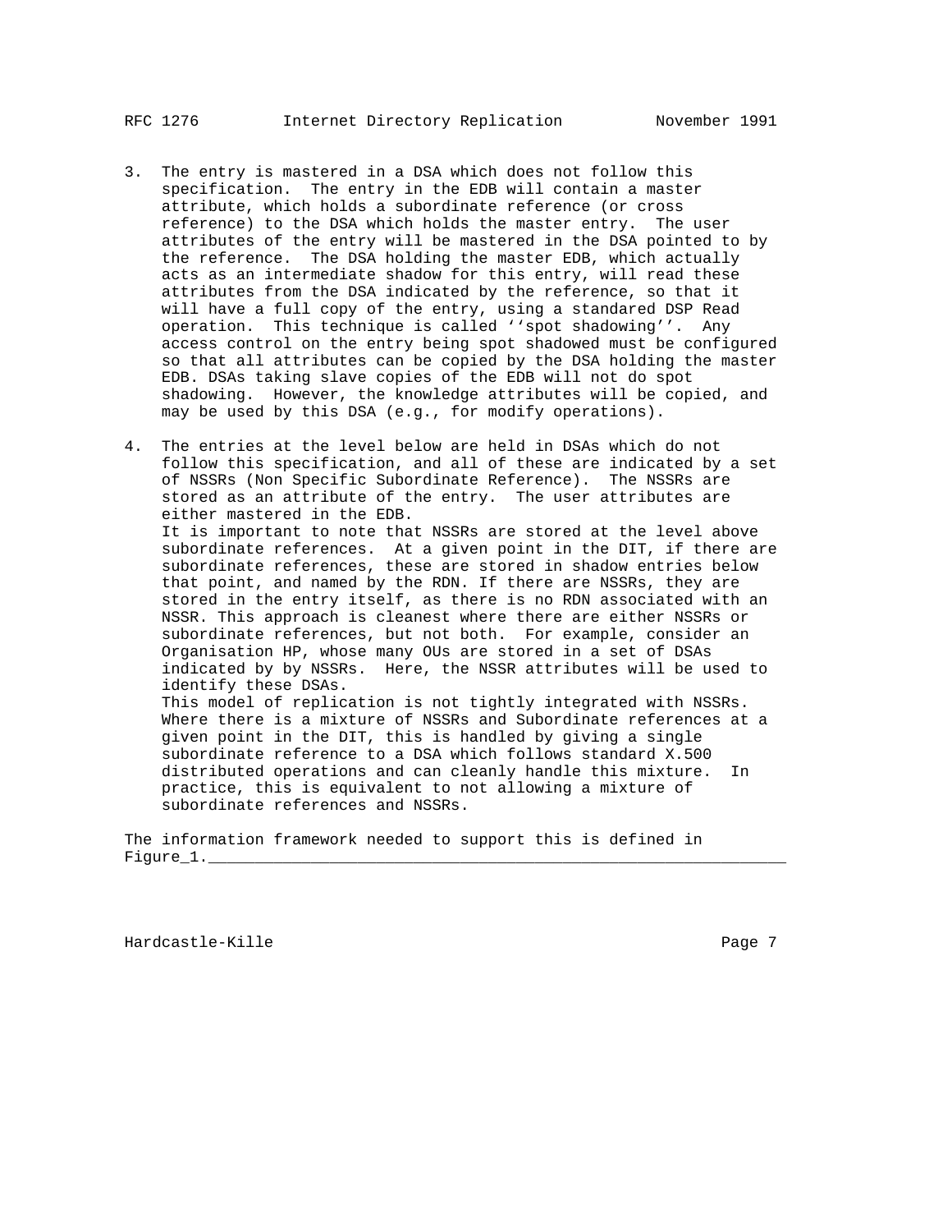3. The entry is mastered in a DSA which does not follow this specification. The entry in the EDB will contain a master attribute, which holds a subordinate reference (or cross reference) to the DSA which holds the master entry. The user attributes of the entry will be mastered in the DSA pointed to by the reference. The DSA holding the master EDB, which actually acts as an intermediate shadow for this entry, will read these attributes from the DSA indicated by the reference, so that it will have a full copy of the entry, using a standared DSP Read operation. This technique is called ''spot shadowing''. Any access control on the entry being spot shadowed must be configured so that all attributes can be copied by the DSA holding the master EDB. DSAs taking slave copies of the EDB will not do spot shadowing. However, the knowledge attributes will be copied, and may be used by this DSA (e.g., for modify operations).

4. The entries at the level below are held in DSAs which do not follow this specification, and all of these are indicated by a set of NSSRs (Non Specific Subordinate Reference). The NSSRs are stored as an attribute of the entry. The user attributes are either mastered in the EDB.
   It is important to note that NSSRs are stored at the level above subordinate references. At a given point in the DIT, if there are subordinate references, these are stored in shadow entries below that point, and named by the RDN. If there are NSSRs, they are stored in the entry itself, as there is no RDN associated with an NSSR. This approach is cleanest where there are either NSSRs or subordinate references, but not both. For example, consider an Organisation HP, whose many OUs are stored in a set of DSAs indicated by by NSSRs. Here, the NSSR attributes will be used to identify these DSAs.
   This model of replication is not tightly integrated with NSSRs. Where there is a mixture of NSSRs and Subordinate references at a given point in the DIT, this is handled by giving a single subordinate reference to a DSA which follows standard X.500 distributed operations and can cleanly handle this mixture. In practice, this is equivalent to not allowing a mixture of subordinate references and NSSRs.

The information framework needed to support this is defined in Figure_1.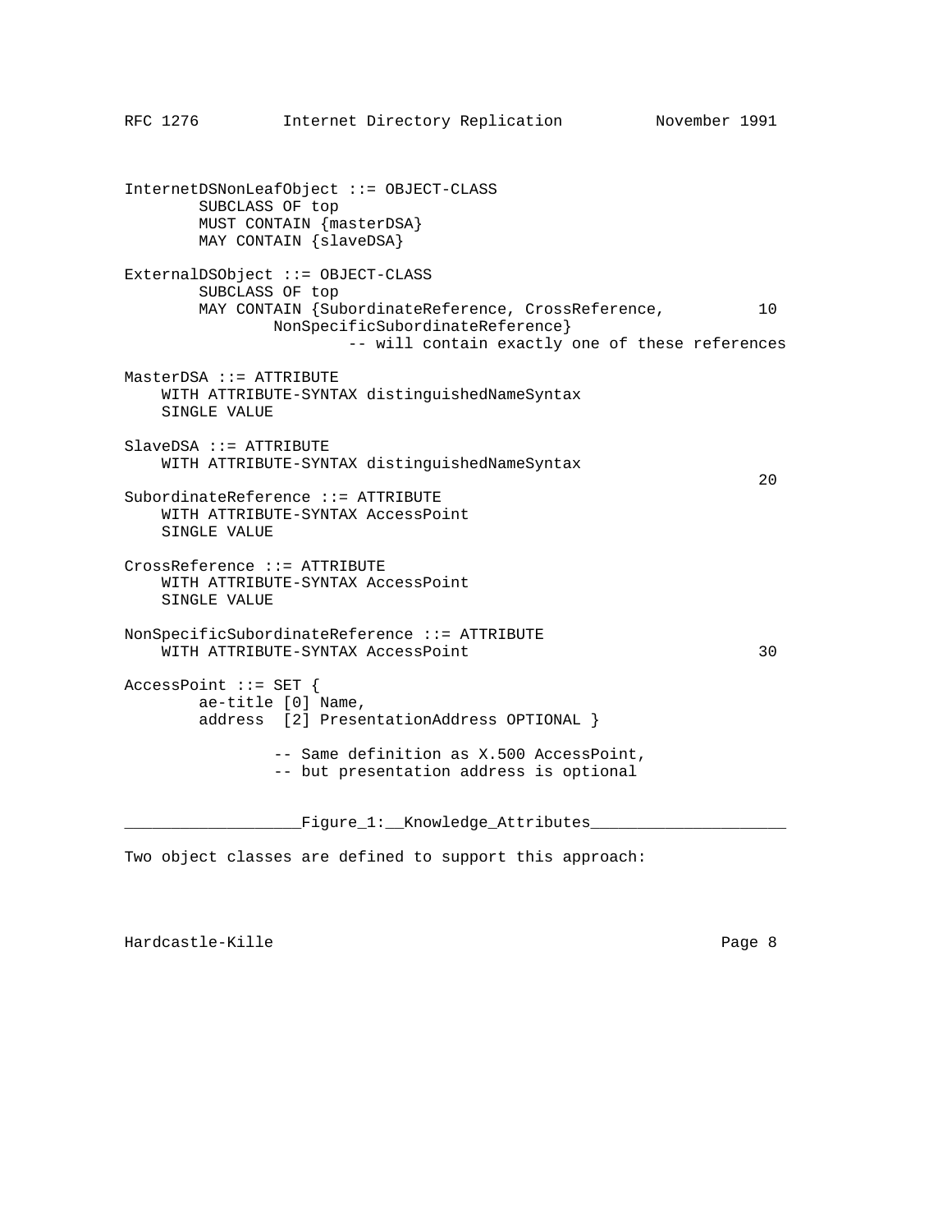```
InternetDSNonLeafObject ::= OBJECT-CLASS
        SUBCLASS OF top
        MUST CONTAIN {masterDSA}
        MAY CONTAIN {slaveDSA}

ExternalDSObject ::= OBJECT-CLASS
        SUBCLASS OF top
        MAY CONTAIN {SubordinateReference, CrossReference,          10
                NonSpecificSubordinateReference}
                        -- will contain exactly one of these references

MasterDSA ::= ATTRIBUTE
    WITH ATTRIBUTE-SYNTAX distinguishedNameSyntax
    SINGLE VALUE

SlaveDSA ::= ATTRIBUTE
    WITH ATTRIBUTE-SYNTAX distinguishedNameSyntax
                                                                    20
SubordinateReference ::= ATTRIBUTE
    WITH ATTRIBUTE-SYNTAX AccessPoint
    SINGLE VALUE

CrossReference ::= ATTRIBUTE
    WITH ATTRIBUTE-SYNTAX AccessPoint
    SINGLE VALUE

NonSpecificSubordinateReference ::= ATTRIBUTE
    WITH ATTRIBUTE-SYNTAX AccessPoint                               30

AccessPoint ::= SET {
        ae-title [0] Name,
        address  [2] PresentationAddress OPTIONAL }

                -- Same definition as X.500 AccessPoint,
                -- but presentation address is optional
```

__________________Figure_1:__Knowledge_Attributes____________________

Two object classes are defined to support this approach: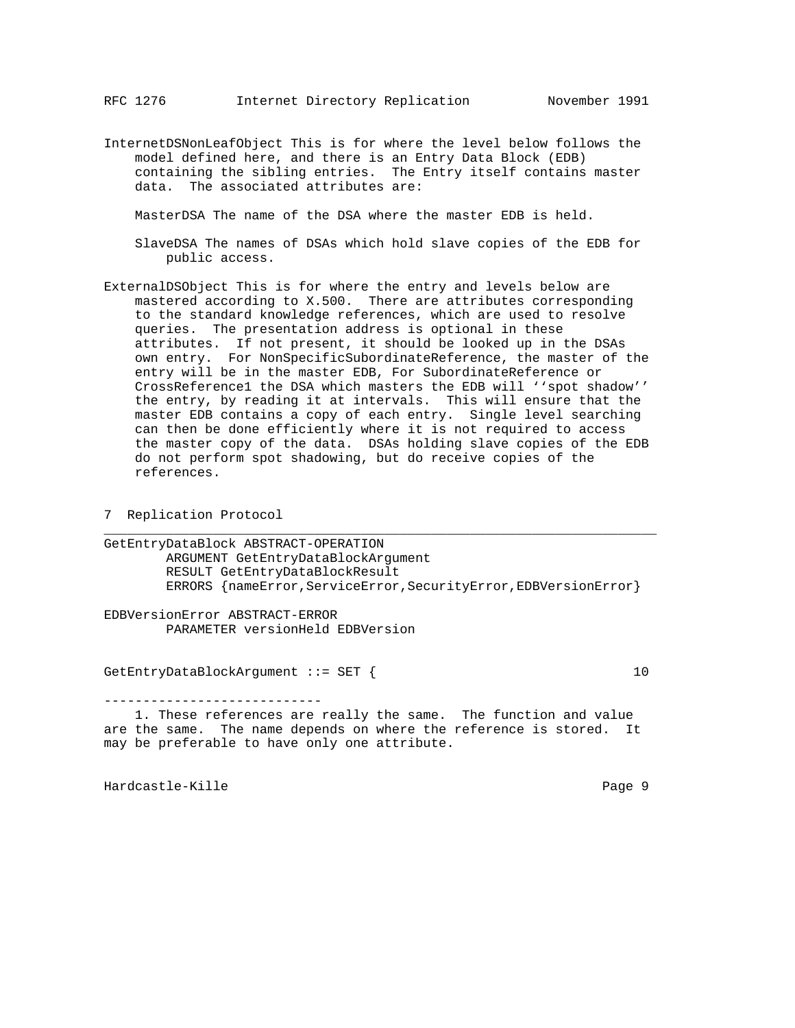InternetDSNonLeafObject This is for where the level below follows the model defined here, and there is an Entry Data Block (EDB) containing the sibling entries. The Entry itself contains master data. The associated attributes are:

MasterDSA The name of the DSA where the master EDB is held.

SlaveDSA The names of DSAs which hold slave copies of the EDB for public access.

ExternalDSObject This is for where the entry and levels below are mastered according to X.500. There are attributes corresponding to the standard knowledge references, which are used to resolve queries. The presentation address is optional in these attributes. If not present, it should be looked up in the DSAs own entry. For NonSpecificSubordinateReference, the master of the entry will be in the master EDB, For SubordinateReference or CrossReference[1] the DSA which masters the EDB will ''spot shadow'' the entry, by reading it at intervals. This will ensure that the master EDB contains a copy of each entry. Single level searching can then be done efficiently where it is not required to access the master copy of the data. DSAs holding slave copies of the EDB do not perform spot shadowing, but do receive copies of the references.

## 7 Replication Protocol

```
GetEntryDataBlock ABSTRACT-OPERATION
        ARGUMENT GetEntryDataBlockArgument
        RESULT GetEntryDataBlockResult
        ERRORS {nameError,ServiceError,SecurityError,EDBVersionError}

EDBVersionError ABSTRACT-ERROR
        PARAMETER versionHeld EDBVersion


GetEntryDataBlockArgument ::= SET {                                   10
```

1. These references are really the same. The function and value are the same. The name depends on where the reference is stored. It may be preferable to have only one attribute.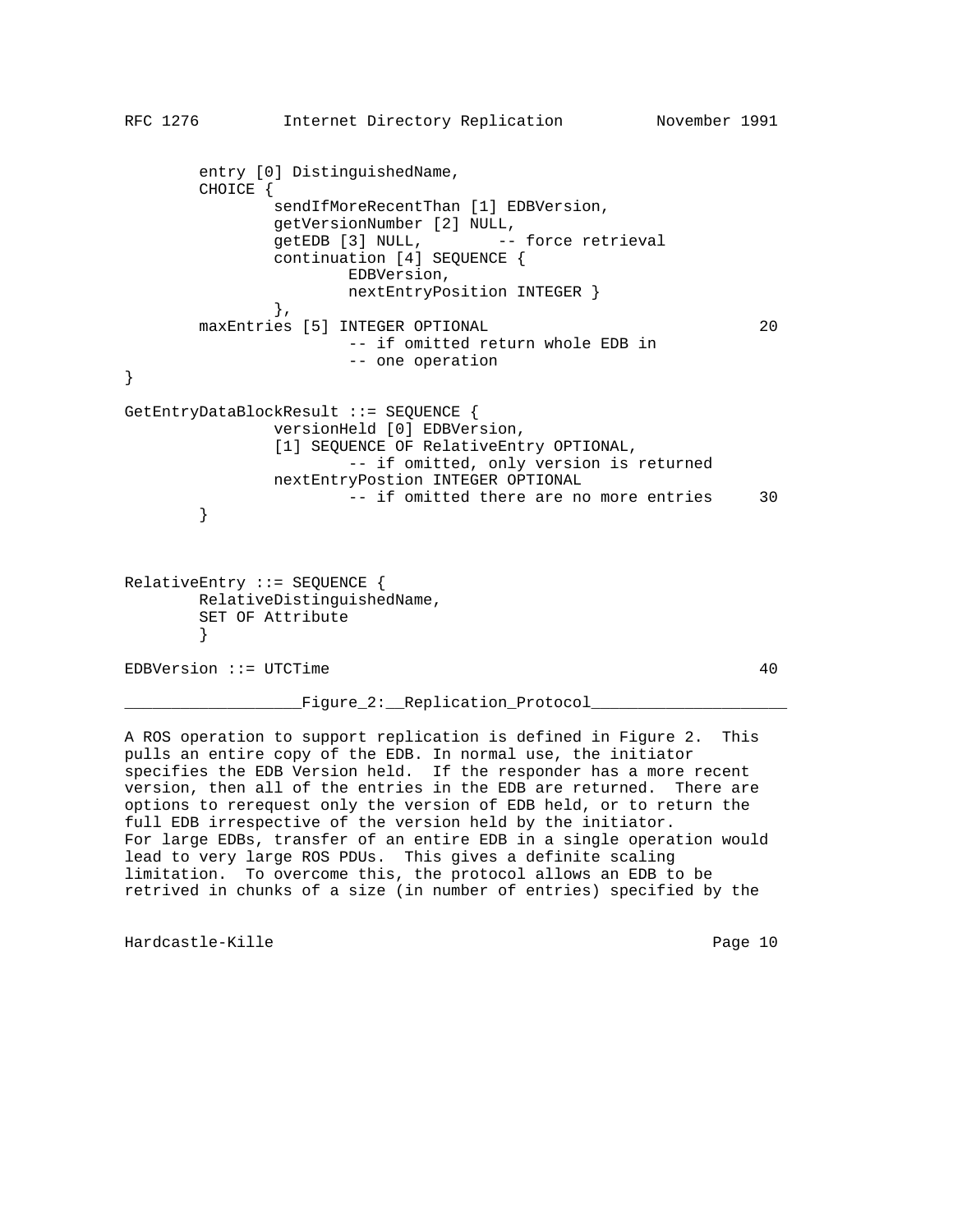```
        entry [0] DistinguishedName,
        CHOICE {
                sendIfMoreRecentThan [1] EDBVersion,
                getVersionNumber [2] NULL,
                getEDB [3] NULL,        -- force retrieval
                continuation [4] SEQUENCE {
                        EDBVersion,
                        nextEntryPosition INTEGER }
                },
        maxEntries [5] INTEGER OPTIONAL                           20
                        -- if omitted return whole EDB in
                        -- one operation
}

GetEntryDataBlockResult ::= SEQUENCE {
                versionHeld [0] EDBVersion,
                [1] SEQUENCE OF RelativeEntry OPTIONAL,
                        -- if omitted, only version is returned
                nextEntryPostion INTEGER OPTIONAL
                        -- if omitted there are no more entries     30
        }



RelativeEntry ::= SEQUENCE {
        RelativeDistinguishedName,
        SET OF Attribute
        }

EDBVersion ::= UTCTime                                            40
```

Figure 2: Replication Protocol

A ROS operation to support replication is defined in Figure 2. This pulls an entire copy of the EDB. In normal use, the initiator specifies the EDB Version held. If the responder has a more recent version, then all of the entries in the EDB are returned. There are options to rerequest only the version of EDB held, or to return the full EDB irrespective of the version held by the initiator.
For large EDBs, transfer of an entire EDB in a single operation would lead to very large ROS PDUs. This gives a definite scaling limitation. To overcome this, the protocol allows an EDB to be retrived in chunks of a size (in number of entries) specified by the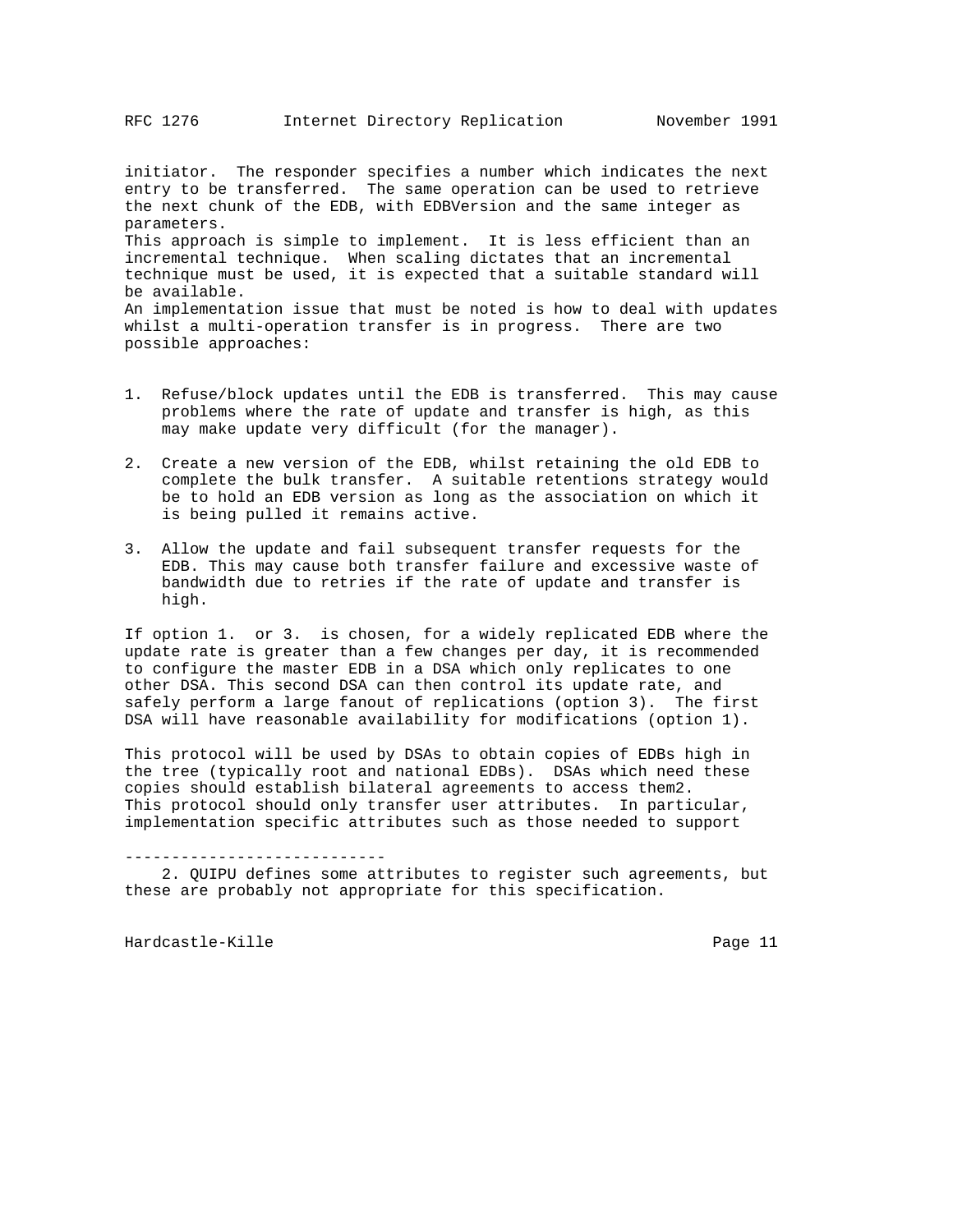initiator. The responder specifies a number which indicates the next entry to be transferred. The same operation can be used to retrieve the next chunk of the EDB, with EDBVersion and the same integer as parameters.

This approach is simple to implement. It is less efficient than an incremental technique. When scaling dictates that an incremental technique must be used, it is expected that a suitable standard will be available.

An implementation issue that must be noted is how to deal with updates whilst a multi-operation transfer is in progress. There are two possible approaches:

1. Refuse/block updates until the EDB is transferred. This may cause problems where the rate of update and transfer is high, as this may make update very difficult (for the manager).

2. Create a new version of the EDB, whilst retaining the old EDB to complete the bulk transfer. A suitable retentions strategy would be to hold an EDB version as long as the association on which it is being pulled it remains active.

3. Allow the update and fail subsequent transfer requests for the EDB. This may cause both transfer failure and excessive waste of bandwidth due to retries if the rate of update and transfer is high.

If option 1. or 3. is chosen, for a widely replicated EDB where the update rate is greater than a few changes per day, it is recommended to configure the master EDB in a DSA which only replicates to one other DSA. This second DSA can then control its update rate, and safely perform a large fanout of replications (option 3). The first DSA will have reasonable availability for modifications (option 1).

This protocol will be used by DSAs to obtain copies of EDBs high in the tree (typically root and national EDBs). DSAs which need these copies should establish bilateral agreements to access them[2].

This protocol should only transfer user attributes. In particular, implementation specific attributes such as those needed to support

----------------------------

2. QUIPU defines some attributes to register such agreements, but these are probably not appropriate for this specification.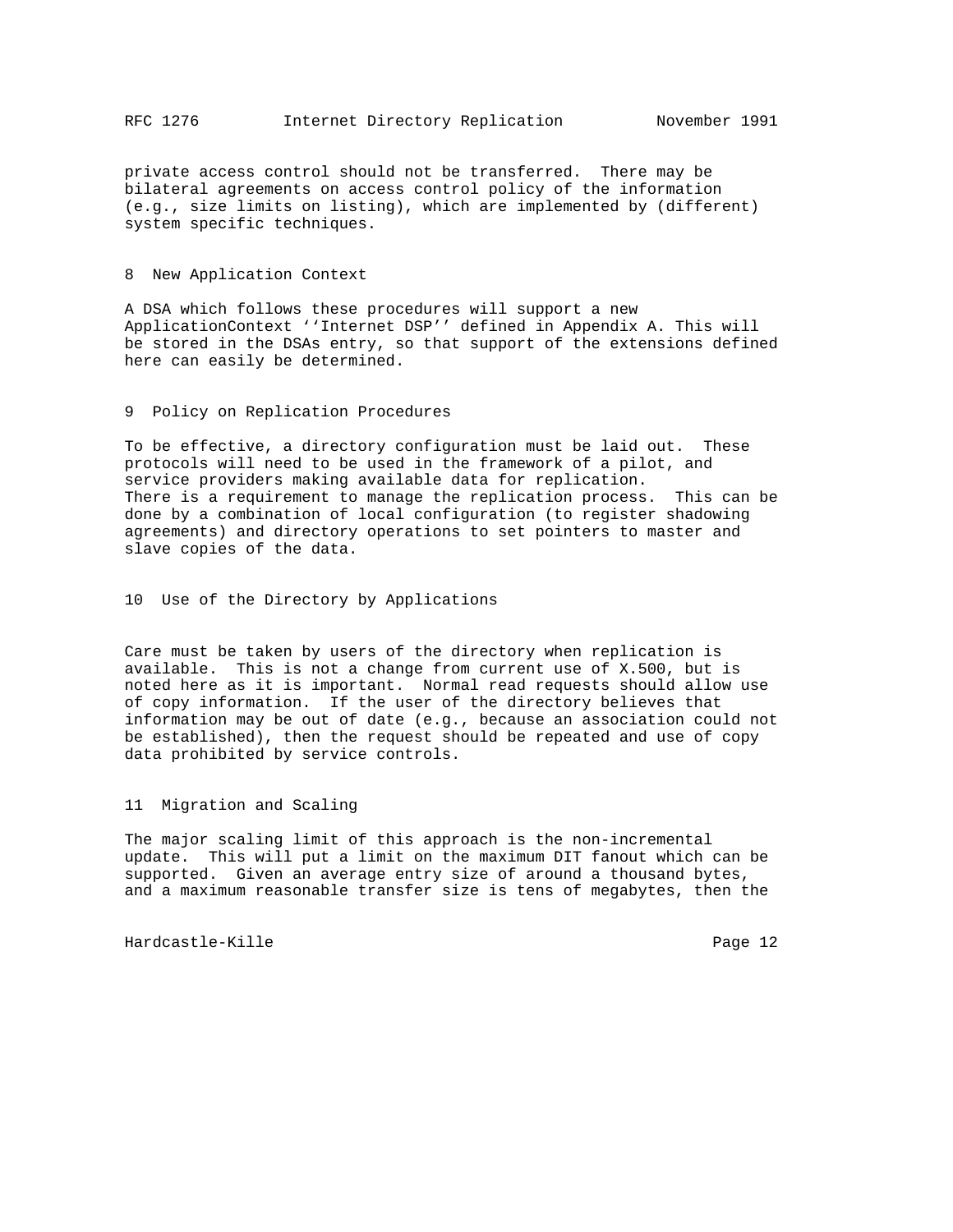private access control should not be transferred. There may be bilateral agreements on access control policy of the information (e.g., size limits on listing), which are implemented by (different) system specific techniques.

## 8 New Application Context

A DSA which follows these procedures will support a new ApplicationContext ''Internet DSP'' defined in Appendix A. This will be stored in the DSAs entry, so that support of the extensions defined here can easily be determined.

## 9 Policy on Replication Procedures

To be effective, a directory configuration must be laid out. These protocols will need to be used in the framework of a pilot, and service providers making available data for replication.
There is a requirement to manage the replication process. This can be done by a combination of local configuration (to register shadowing agreements) and directory operations to set pointers to master and slave copies of the data.

## 10 Use of the Directory by Applications

Care must be taken by users of the directory when replication is available. This is not a change from current use of X.500, but is noted here as it is important. Normal read requests should allow use of copy information. If the user of the directory believes that information may be out of date (e.g., because an association could not be established), then the request should be repeated and use of copy data prohibited by service controls.

## 11 Migration and Scaling

The major scaling limit of this approach is the non-incremental update. This will put a limit on the maximum DIT fanout which can be supported. Given an average entry size of around a thousand bytes, and a maximum reasonable transfer size is tens of megabytes, then the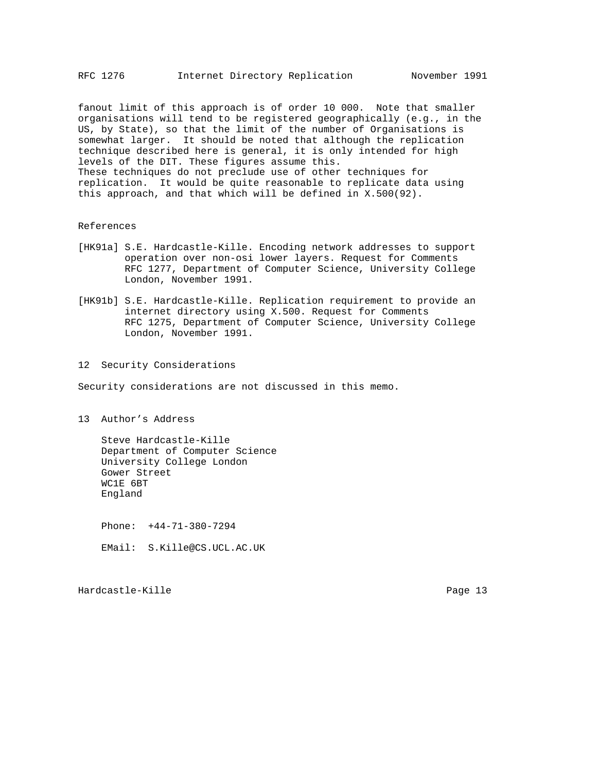fanout limit of this approach is of order 10 000. Note that smaller organisations will tend to be registered geographically (e.g., in the US, by State), so that the limit of the number of Organisations is somewhat larger. It should be noted that although the replication technique described here is general, it is only intended for high levels of the DIT. These figures assume this.
These techniques do not preclude use of other techniques for replication. It would be quite reasonable to replicate data using this approach, and that which will be defined in X.500(92).

## References

[HK91a] S.E. Hardcastle-Kille. Encoding network addresses to support operation over non-osi lower layers. Request for Comments RFC 1277, Department of Computer Science, University College London, November 1991.

[HK91b] S.E. Hardcastle-Kille. Replication requirement to provide an internet directory using X.500. Request for Comments RFC 1275, Department of Computer Science, University College London, November 1991.

## 12 Security Considerations

Security considerations are not discussed in this memo.

## 13 Author's Address

Steve Hardcastle-Kille
Department of Computer Science
University College London
Gower Street
WC1E 6BT
England

Phone: +44-71-380-7294

EMail: S.Kille@CS.UCL.AC.UK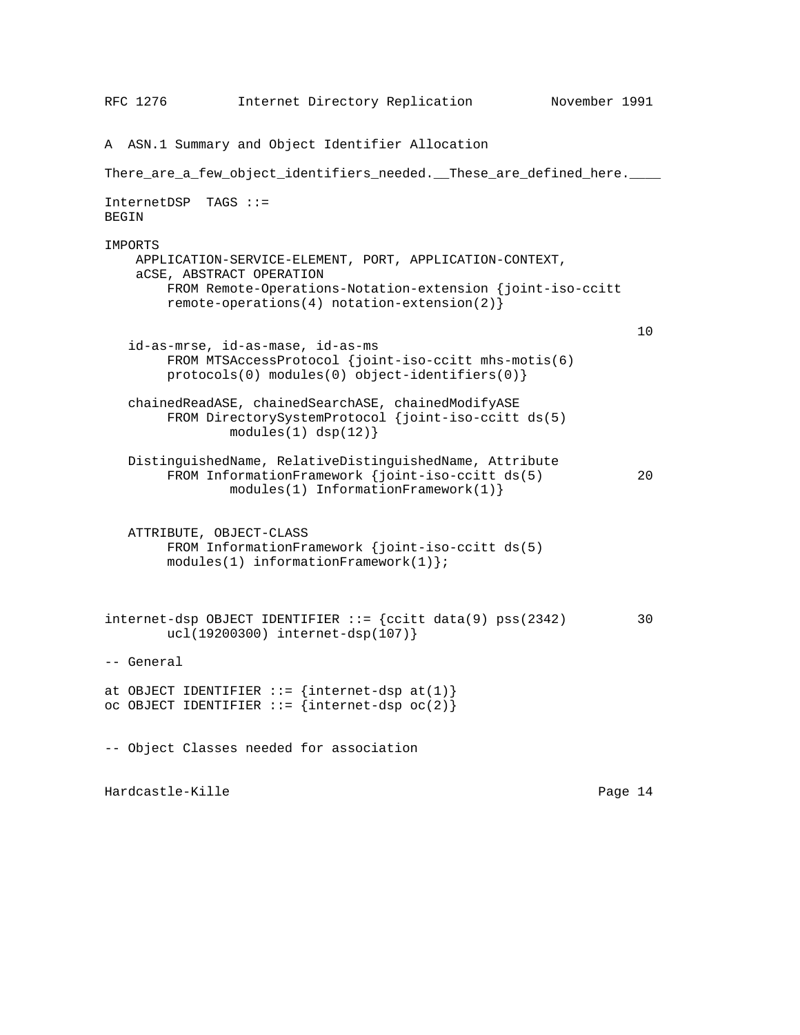## A ASN.1 Summary and Object Identifier Allocation

There are a few object identifiers needed. These are defined here.

```
InternetDSP  TAGS ::=
BEGIN

IMPORTS
    APPLICATION-SERVICE-ELEMENT, PORT, APPLICATION-CONTEXT,
    aCSE, ABSTRACT OPERATION
        FROM Remote-Operations-Notation-extension {joint-iso-ccitt
        remote-operations(4) notation-extension(2)}
                                                                    10
   id-as-mrse, id-as-mase, id-as-ms
        FROM MTSAccessProtocol {joint-iso-ccitt mhs-motis(6)
        protocols(0) modules(0) object-identifiers(0)}

   chainedReadASE, chainedSearchASE, chainedModifyASE
        FROM DirectorySystemProtocol {joint-iso-ccitt ds(5)
                modules(1) dsp(12)}

   DistinguishedName, RelativeDistinguishedName, Attribute
        FROM InformationFramework {joint-iso-ccitt ds(5)            20
                modules(1) InformationFramework(1)}


   ATTRIBUTE, OBJECT-CLASS
        FROM InformationFramework {joint-iso-ccitt ds(5)
        modules(1) informationFramework(1)};



internet-dsp OBJECT IDENTIFIER ::= {ccitt data(9) pss(2342)         30
        ucl(19200300) internet-dsp(107)}

-- General

at OBJECT IDENTIFIER ::= {internet-dsp at(1)}
oc OBJECT IDENTIFIER ::= {internet-dsp oc(2)}


-- Object Classes needed for association
```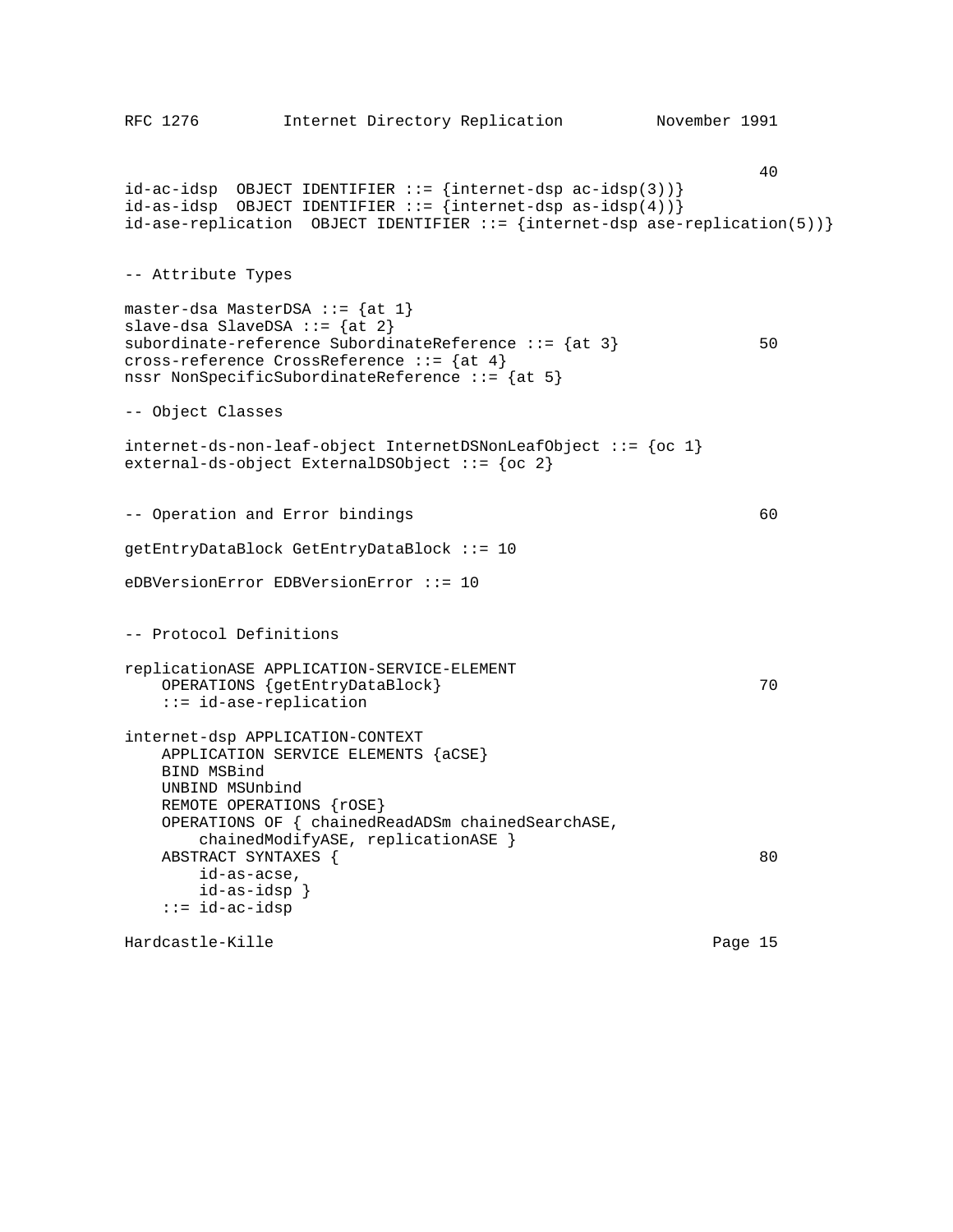```
                                                                  40
id-ac-idsp  OBJECT IDENTIFIER ::= {internet-dsp ac-idsp(3))}
id-as-idsp  OBJECT IDENTIFIER ::= {internet-dsp as-idsp(4))}
id-ase-replication  OBJECT IDENTIFIER ::= {internet-dsp ase-replication(5))}


-- Attribute Types

master-dsa MasterDSA ::= {at 1}
slave-dsa SlaveDSA ::= {at 2}
subordinate-reference SubordinateReference ::= {at 3}             50
cross-reference CrossReference ::= {at 4}
nssr NonSpecificSubordinateReference ::= {at 5}

-- Object Classes

internet-ds-non-leaf-object InternetDSNonLeafObject ::= {oc 1}
external-ds-object ExternalDSObject ::= {oc 2}


-- Operation and Error bindings                                   60

getEntryDataBlock GetEntryDataBlock ::= 10

eDBVersionError EDBVersionError ::= 10


-- Protocol Definitions

replicationASE APPLICATION-SERVICE-ELEMENT
    OPERATIONS {getEntryDataBlock}                                70
    ::= id-ase-replication

internet-dsp APPLICATION-CONTEXT
    APPLICATION SERVICE ELEMENTS {aCSE}
    BIND MSBind
    UNBIND MSUnbind
    REMOTE OPERATIONS {rOSE}
    OPERATIONS OF { chainedReadADSm chainedSearchASE,
        chainedModifyASE, replicationASE }
    ABSTRACT SYNTAXES {                                           80
        id-as-acse,
        id-as-idsp }
    ::= id-ac-idsp
```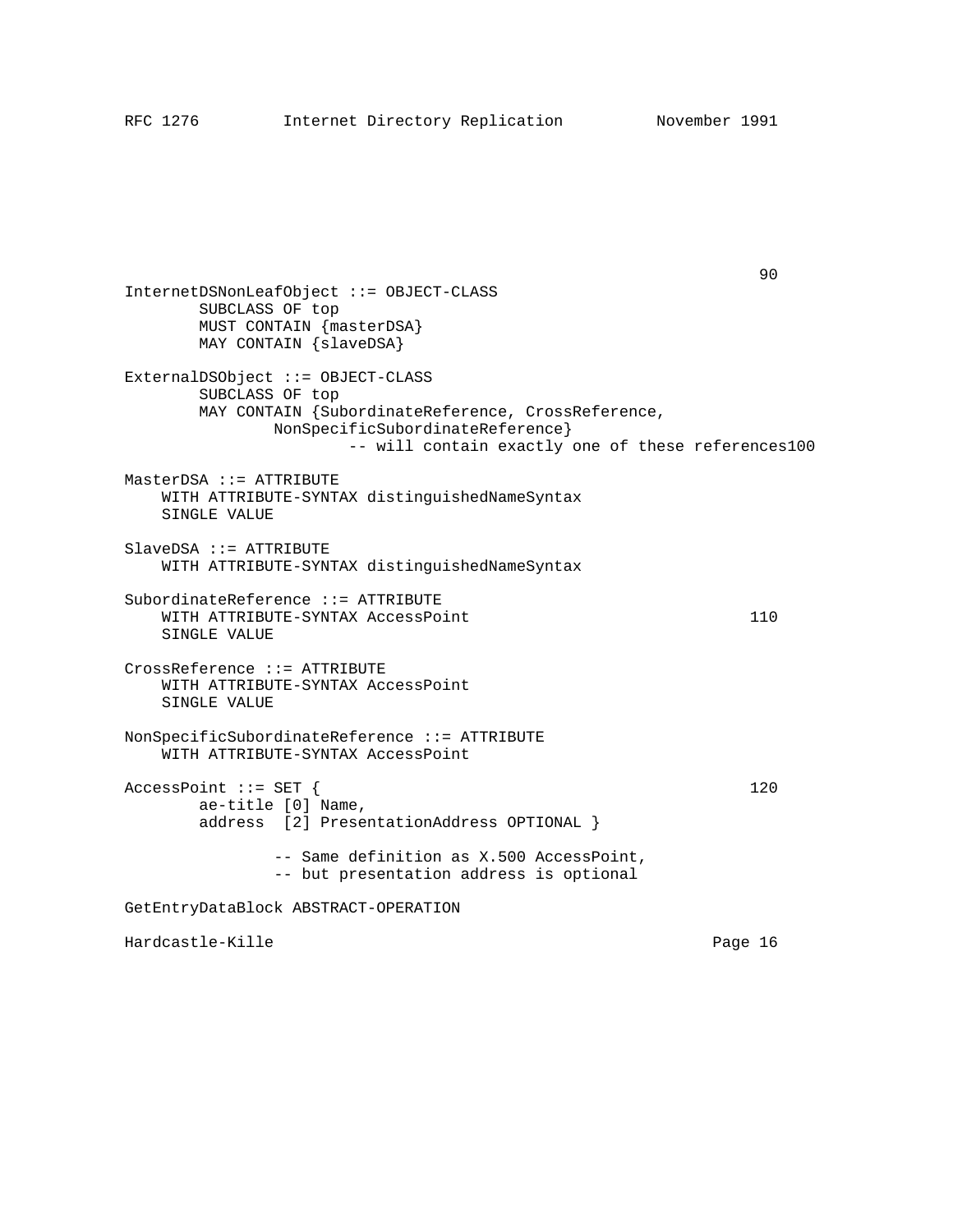```
                                                                     90
InternetDSNonLeafObject ::= OBJECT-CLASS
        SUBCLASS OF top
        MUST CONTAIN {masterDSA}
        MAY CONTAIN {slaveDSA}

ExternalDSObject ::= OBJECT-CLASS
        SUBCLASS OF top
        MAY CONTAIN {SubordinateReference, CrossReference,
                NonSpecificSubordinateReference}
                        -- will contain exactly one of these references100

MasterDSA ::= ATTRIBUTE
    WITH ATTRIBUTE-SYNTAX distinguishedNameSyntax
    SINGLE VALUE

SlaveDSA ::= ATTRIBUTE
    WITH ATTRIBUTE-SYNTAX distinguishedNameSyntax

SubordinateReference ::= ATTRIBUTE
    WITH ATTRIBUTE-SYNTAX AccessPoint                               110
    SINGLE VALUE

CrossReference ::= ATTRIBUTE
    WITH ATTRIBUTE-SYNTAX AccessPoint
    SINGLE VALUE

NonSpecificSubordinateReference ::= ATTRIBUTE
    WITH ATTRIBUTE-SYNTAX AccessPoint

AccessPoint ::= SET {                                                120
        ae-title [0] Name,
        address  [2] PresentationAddress OPTIONAL }

                -- Same definition as X.500 AccessPoint,
                -- but presentation address is optional

GetEntryDataBlock ABSTRACT-OPERATION
```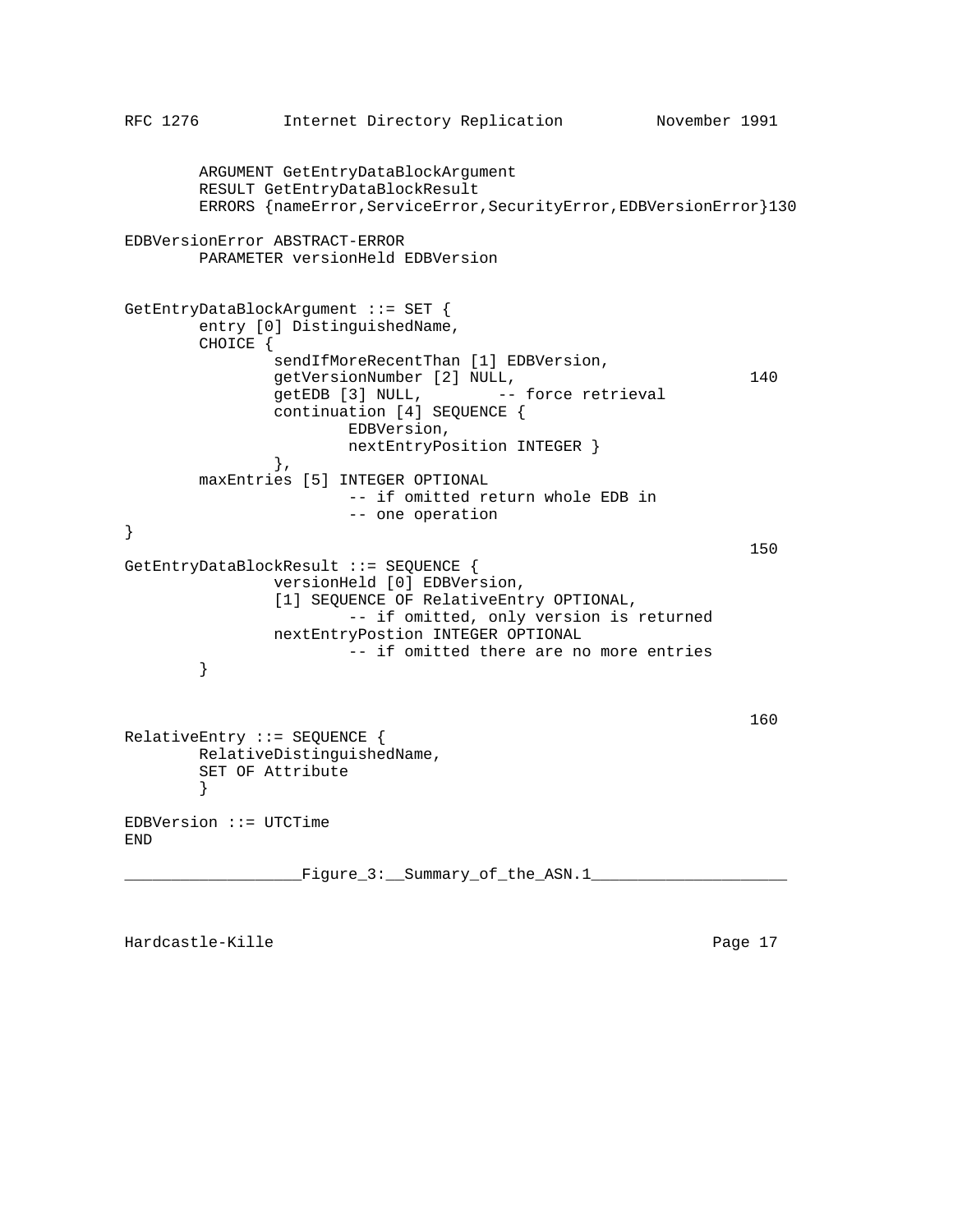```
        ARGUMENT GetEntryDataBlockArgument
        RESULT GetEntryDataBlockResult
        ERRORS {nameError,ServiceError,SecurityError,EDBVersionError}130

EDBVersionError ABSTRACT-ERROR
        PARAMETER versionHeld EDBVersion


GetEntryDataBlockArgument ::= SET {
        entry [0] DistinguishedName,
        CHOICE {
                sendIfMoreRecentThan [1] EDBVersion,
                getVersionNumber [2] NULL,                          140
                getEDB [3] NULL,        -- force retrieval
                continuation [4] SEQUENCE {
                        EDBVersion,
                        nextEntryPosition INTEGER }
                },
        maxEntries [5] INTEGER OPTIONAL
                        -- if omitted return whole EDB in
                        -- one operation
}
                                                                    150
GetEntryDataBlockResult ::= SEQUENCE {
                versionHeld [0] EDBVersion,
                [1] SEQUENCE OF RelativeEntry OPTIONAL,
                        -- if omitted, only version is returned
                nextEntryPostion INTEGER OPTIONAL
                        -- if omitted there are no more entries
        }


                                                                    160
RelativeEntry ::= SEQUENCE {
        RelativeDistinguishedName,
        SET OF Attribute
        }

EDBVersion ::= UTCTime
END
```

__________________Figure_3:__Summary_of_the_ASN.1____________________